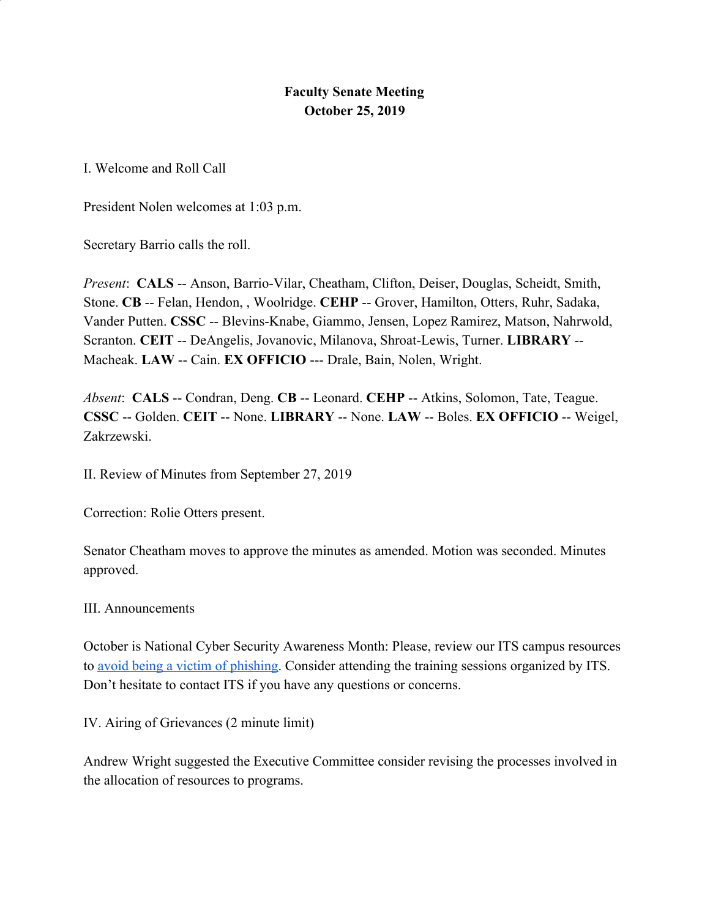**Faculty Senate Meeting**
**October 25, 2019**

I. Welcome and Roll Call

President Nolen welcomes at 1:03 p.m.

Secretary Barrio calls the roll.

*Present*: **CALS** -- Anson, Barrio-Vilar, Cheatham, Clifton, Deiser, Douglas, Scheidt, Smith, Stone. **CB** -- Felan, Hendon, , Woolridge. **CEHP** -- Grover, Hamilton, Otters, Ruhr, Sadaka, Vander Putten. **CSSC** -- Blevins-Knabe, Giammo, Jensen, Lopez Ramirez, Matson, Nahrwold, Scranton. **CEIT** -- DeAngelis, Jovanovic, Milanova, Shroat-Lewis, Turner. **LIBRARY** -- Macheak. **LAW** -- Cain. **EX OFFICIO** --- Drale, Bain, Nolen, Wright.

*Absent*: **CALS** -- Condran, Deng. **CB** -- Leonard. **CEHP** -- Atkins, Solomon, Tate, Teague. **CSSC** -- Golden. **CEIT** -- None. **LIBRARY** -- None. **LAW** -- Boles. **EX OFFICIO** -- Weigel, Zakrzewski.

II. Review of Minutes from September 27, 2019

Correction: Rolie Otters present.

Senator Cheatham moves to approve the minutes as amended. Motion was seconded. Minutes approved.

III. Announcements

October is National Cyber Security Awareness Month: Please, review our ITS campus resources to avoid being a victim of phishing. Consider attending the training sessions organized by ITS. Don't hesitate to contact ITS if you have any questions or concerns.

IV. Airing of Grievances (2 minute limit)

Andrew Wright suggested the Executive Committee consider revising the processes involved in the allocation of resources to programs.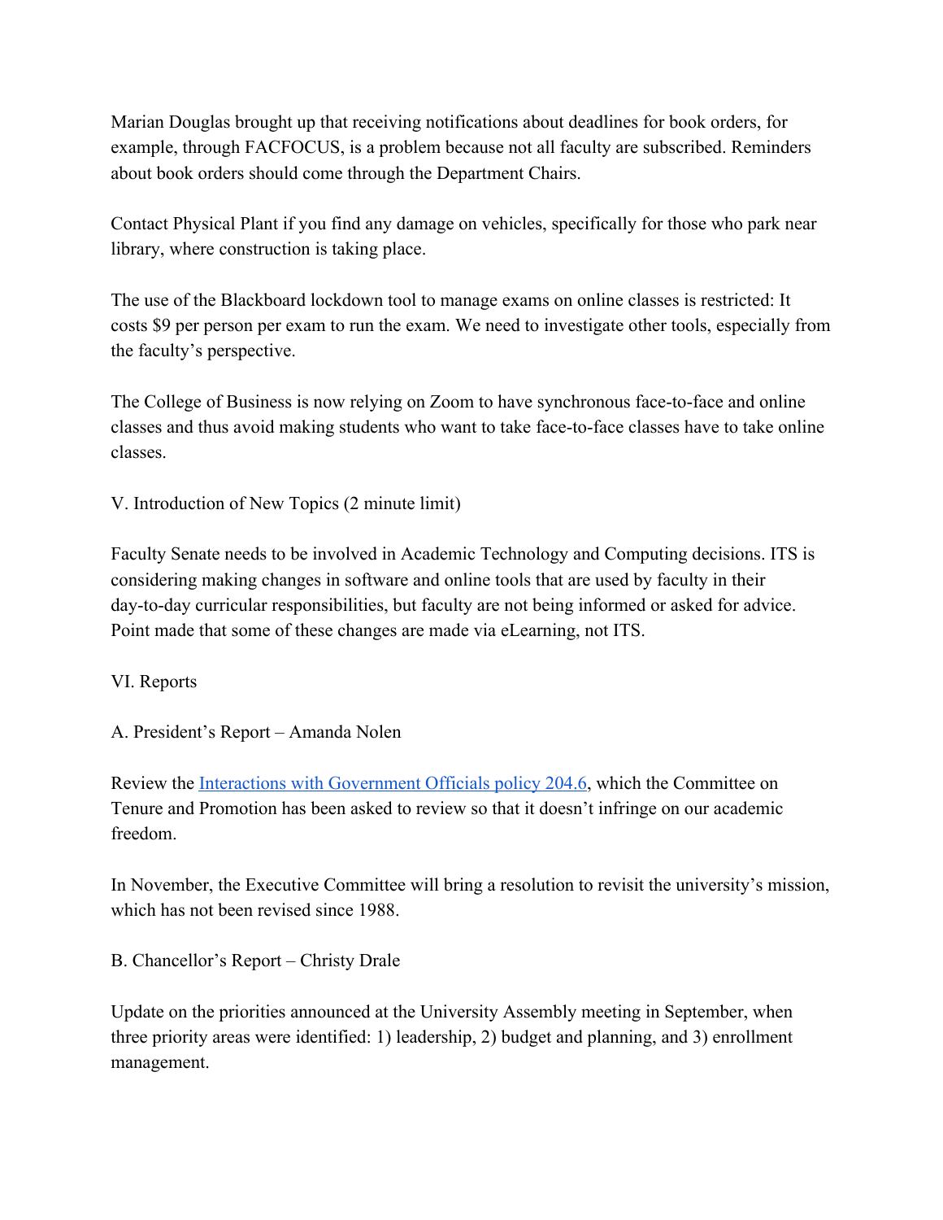Marian Douglas brought up that receiving notifications about deadlines for book orders, for example, through FACFOCUS, is a problem because not all faculty are subscribed. Reminders about book orders should come through the Department Chairs.

Contact Physical Plant if you find any damage on vehicles, specifically for those who park near library, where construction is taking place.

The use of the Blackboard lockdown tool to manage exams on online classes is restricted: It costs $9 per person per exam to run the exam. We need to investigate other tools, especially from the faculty's perspective.

The College of Business is now relying on Zoom to have synchronous face-to-face and online classes and thus avoid making students who want to take face-to-face classes have to take online classes.

V. Introduction of New Topics (2 minute limit)

Faculty Senate needs to be involved in Academic Technology and Computing decisions. ITS is considering making changes in software and online tools that are used by faculty in their day-to-day curricular responsibilities, but faculty are not being informed or asked for advice. Point made that some of these changes are made via eLearning, not ITS.

VI. Reports

A. President's Report – Amanda Nolen

Review the [Interactions with Government Officials policy 204.6](), which the Committee on Tenure and Promotion has been asked to review so that it doesn't infringe on our academic freedom.

In November, the Executive Committee will bring a resolution to revisit the university's mission, which has not been revised since 1988.

B. Chancellor's Report – Christy Drale

Update on the priorities announced at the University Assembly meeting in September, when three priority areas were identified: 1) leadership, 2) budget and planning, and 3) enrollment management.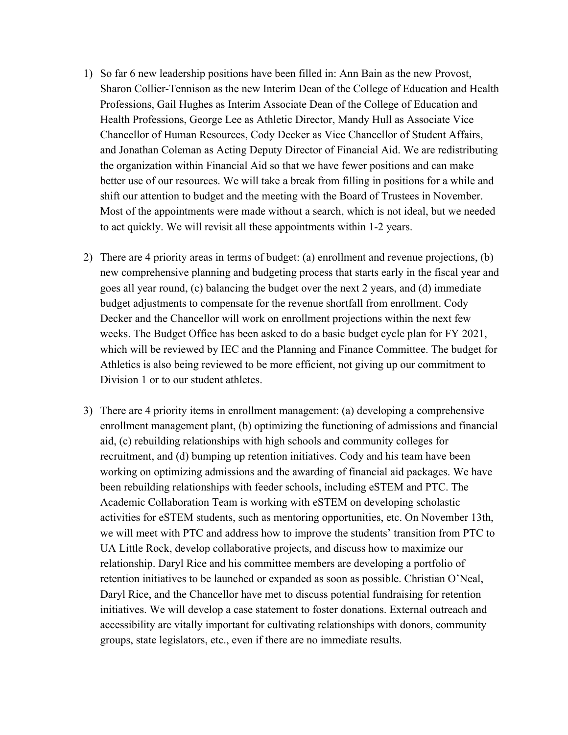1) So far 6 new leadership positions have been filled in: Ann Bain as the new Provost, Sharon Collier-Tennison as the new Interim Dean of the College of Education and Health Professions, Gail Hughes as Interim Associate Dean of the College of Education and Health Professions, George Lee as Athletic Director, Mandy Hull as Associate Vice Chancellor of Human Resources, Cody Decker as Vice Chancellor of Student Affairs, and Jonathan Coleman as Acting Deputy Director of Financial Aid. We are redistributing the organization within Financial Aid so that we have fewer positions and can make better use of our resources. We will take a break from filling in positions for a while and shift our attention to budget and the meeting with the Board of Trustees in November. Most of the appointments were made without a search, which is not ideal, but we needed to act quickly. We will revisit all these appointments within 1-2 years.

2) There are 4 priority areas in terms of budget: (a) enrollment and revenue projections, (b) new comprehensive planning and budgeting process that starts early in the fiscal year and goes all year round, (c) balancing the budget over the next 2 years, and (d) immediate budget adjustments to compensate for the revenue shortfall from enrollment. Cody Decker and the Chancellor will work on enrollment projections within the next few weeks. The Budget Office has been asked to do a basic budget cycle plan for FY 2021, which will be reviewed by IEC and the Planning and Finance Committee. The budget for Athletics is also being reviewed to be more efficient, not giving up our commitment to Division 1 or to our student athletes.

3) There are 4 priority items in enrollment management: (a) developing a comprehensive enrollment management plant, (b) optimizing the functioning of admissions and financial aid, (c) rebuilding relationships with high schools and community colleges for recruitment, and (d) bumping up retention initiatives. Cody and his team have been working on optimizing admissions and the awarding of financial aid packages. We have been rebuilding relationships with feeder schools, including eSTEM and PTC. The Academic Collaboration Team is working with eSTEM on developing scholastic activities for eSTEM students, such as mentoring opportunities, etc. On November 13th, we will meet with PTC and address how to improve the students' transition from PTC to UA Little Rock, develop collaborative projects, and discuss how to maximize our relationship. Daryl Rice and his committee members are developing a portfolio of retention initiatives to be launched or expanded as soon as possible. Christian O'Neal, Daryl Rice, and the Chancellor have met to discuss potential fundraising for retention initiatives. We will develop a case statement to foster donations. External outreach and accessibility are vitally important for cultivating relationships with donors, community groups, state legislators, etc., even if there are no immediate results.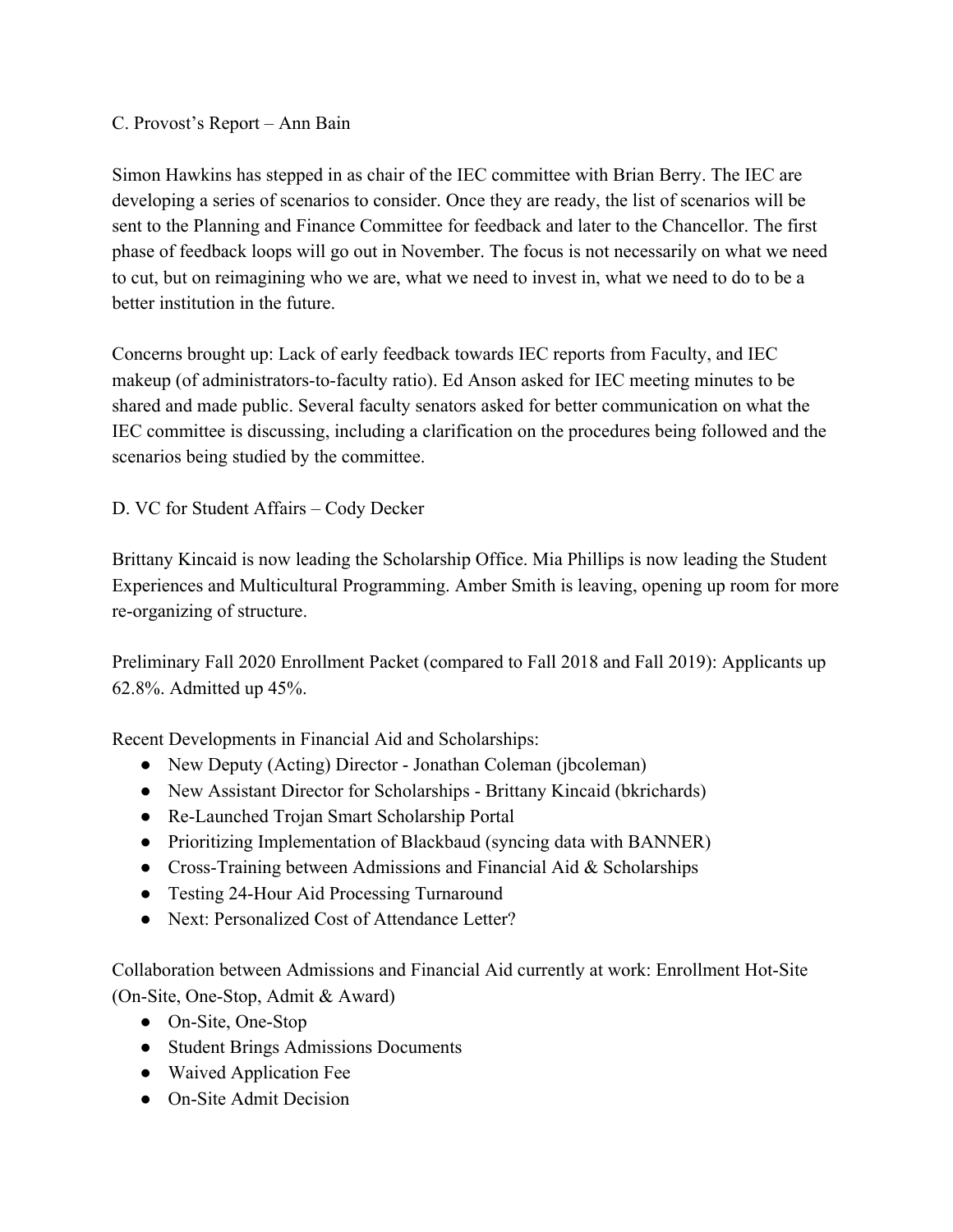C. Provost's Report – Ann Bain

Simon Hawkins has stepped in as chair of the IEC committee with Brian Berry. The IEC are developing a series of scenarios to consider. Once they are ready, the list of scenarios will be sent to the Planning and Finance Committee for feedback and later to the Chancellor. The first phase of feedback loops will go out in November. The focus is not necessarily on what we need to cut, but on reimagining who we are, what we need to invest in, what we need to do to be a better institution in the future.

Concerns brought up: Lack of early feedback towards IEC reports from Faculty, and IEC makeup (of administrators-to-faculty ratio). Ed Anson asked for IEC meeting minutes to be shared and made public. Several faculty senators asked for better communication on what the IEC committee is discussing, including a clarification on the procedures being followed and the scenarios being studied by the committee.

D. VC for Student Affairs – Cody Decker

Brittany Kincaid is now leading the Scholarship Office. Mia Phillips is now leading the Student Experiences and Multicultural Programming. Amber Smith is leaving, opening up room for more re-organizing of structure.

Preliminary Fall 2020 Enrollment Packet (compared to Fall 2018 and Fall 2019): Applicants up 62.8%. Admitted up 45%.

Recent Developments in Financial Aid and Scholarships:

- New Deputy (Acting) Director - Jonathan Coleman (jbcoleman)
- New Assistant Director for Scholarships - Brittany Kincaid (bkrichards)
- Re-Launched Trojan Smart Scholarship Portal
- Prioritizing Implementation of Blackbaud (syncing data with BANNER)
- Cross-Training between Admissions and Financial Aid & Scholarships
- Testing 24-Hour Aid Processing Turnaround
- Next: Personalized Cost of Attendance Letter?

Collaboration between Admissions and Financial Aid currently at work: Enrollment Hot-Site (On-Site, One-Stop, Admit & Award)

- On-Site, One-Stop
- Student Brings Admissions Documents
- Waived Application Fee
- On-Site Admit Decision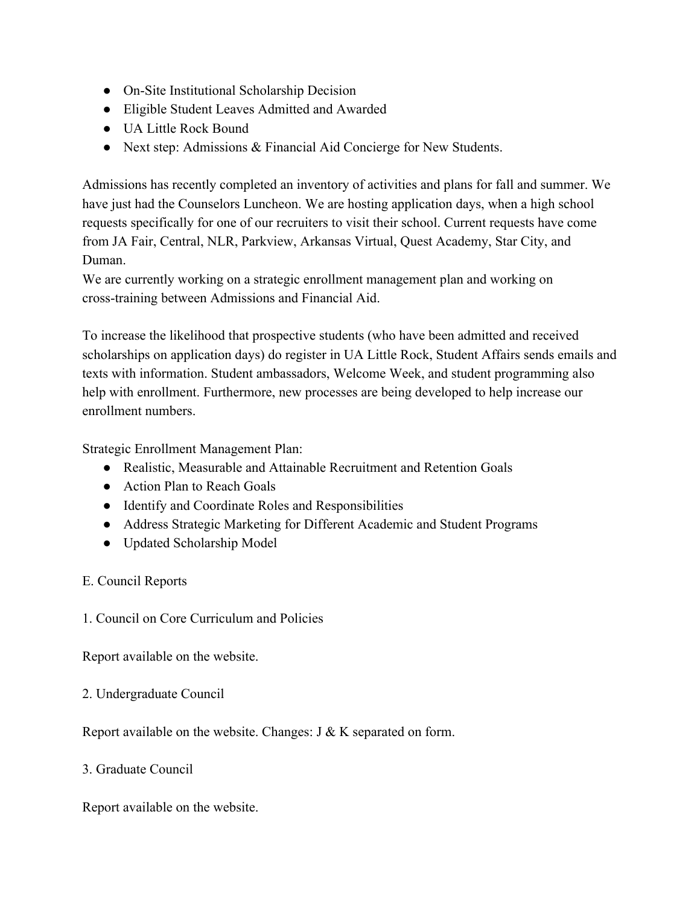- On-Site Institutional Scholarship Decision
- Eligible Student Leaves Admitted and Awarded
- UA Little Rock Bound
- Next step: Admissions & Financial Aid Concierge for New Students.

Admissions has recently completed an inventory of activities and plans for fall and summer. We have just had the Counselors Luncheon. We are hosting application days, when a high school requests specifically for one of our recruiters to visit their school. Current requests have come from JA Fair, Central, NLR, Parkview, Arkansas Virtual, Quest Academy, Star City, and Duman.
We are currently working on a strategic enrollment management plan and working on cross-training between Admissions and Financial Aid.

To increase the likelihood that prospective students (who have been admitted and received scholarships on application days) do register in UA Little Rock, Student Affairs sends emails and texts with information. Student ambassadors, Welcome Week, and student programming also help with enrollment. Furthermore, new processes are being developed to help increase our enrollment numbers.

Strategic Enrollment Management Plan:

- Realistic, Measurable and Attainable Recruitment and Retention Goals
- Action Plan to Reach Goals
- Identify and Coordinate Roles and Responsibilities
- Address Strategic Marketing for Different Academic and Student Programs
- Updated Scholarship Model

E. Council Reports

1. Council on Core Curriculum and Policies

Report available on the website.

2. Undergraduate Council

Report available on the website. Changes: J & K separated on form.

3. Graduate Council

Report available on the website.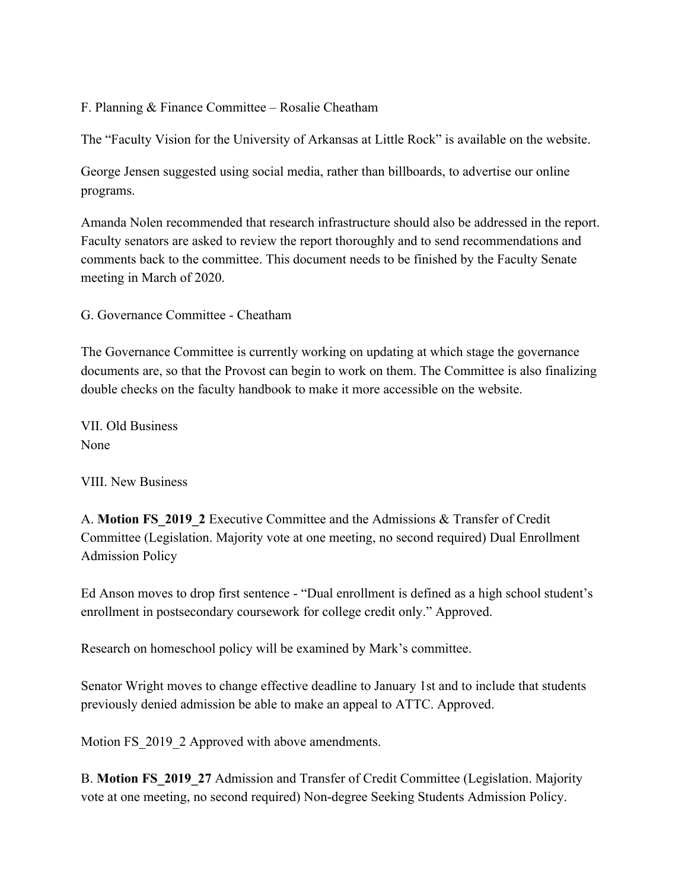F. Planning & Finance Committee – Rosalie Cheatham

The "Faculty Vision for the University of Arkansas at Little Rock" is available on the website.

George Jensen suggested using social media, rather than billboards, to advertise our online programs.

Amanda Nolen recommended that research infrastructure should also be addressed in the report. Faculty senators are asked to review the report thoroughly and to send recommendations and comments back to the committee. This document needs to be finished by the Faculty Senate meeting in March of 2020.

G. Governance Committee - Cheatham

The Governance Committee is currently working on updating at which stage the governance documents are, so that the Provost can begin to work on them. The Committee is also finalizing double checks on the faculty handbook to make it more accessible on the website.

VII. Old Business
None

VIII. New Business

A. **Motion FS_2019_2** Executive Committee and the Admissions & Transfer of Credit Committee (Legislation. Majority vote at one meeting, no second required) Dual Enrollment Admission Policy

Ed Anson moves to drop first sentence - "Dual enrollment is defined as a high school student's enrollment in postsecondary coursework for college credit only." Approved.

Research on homeschool policy will be examined by Mark's committee.

Senator Wright moves to change effective deadline to January 1st and to include that students previously denied admission be able to make an appeal to ATTC. Approved.

Motion FS_2019_2 Approved with above amendments.

B. **Motion FS_2019_27** Admission and Transfer of Credit Committee (Legislation. Majority vote at one meeting, no second required) Non-degree Seeking Students Admission Policy.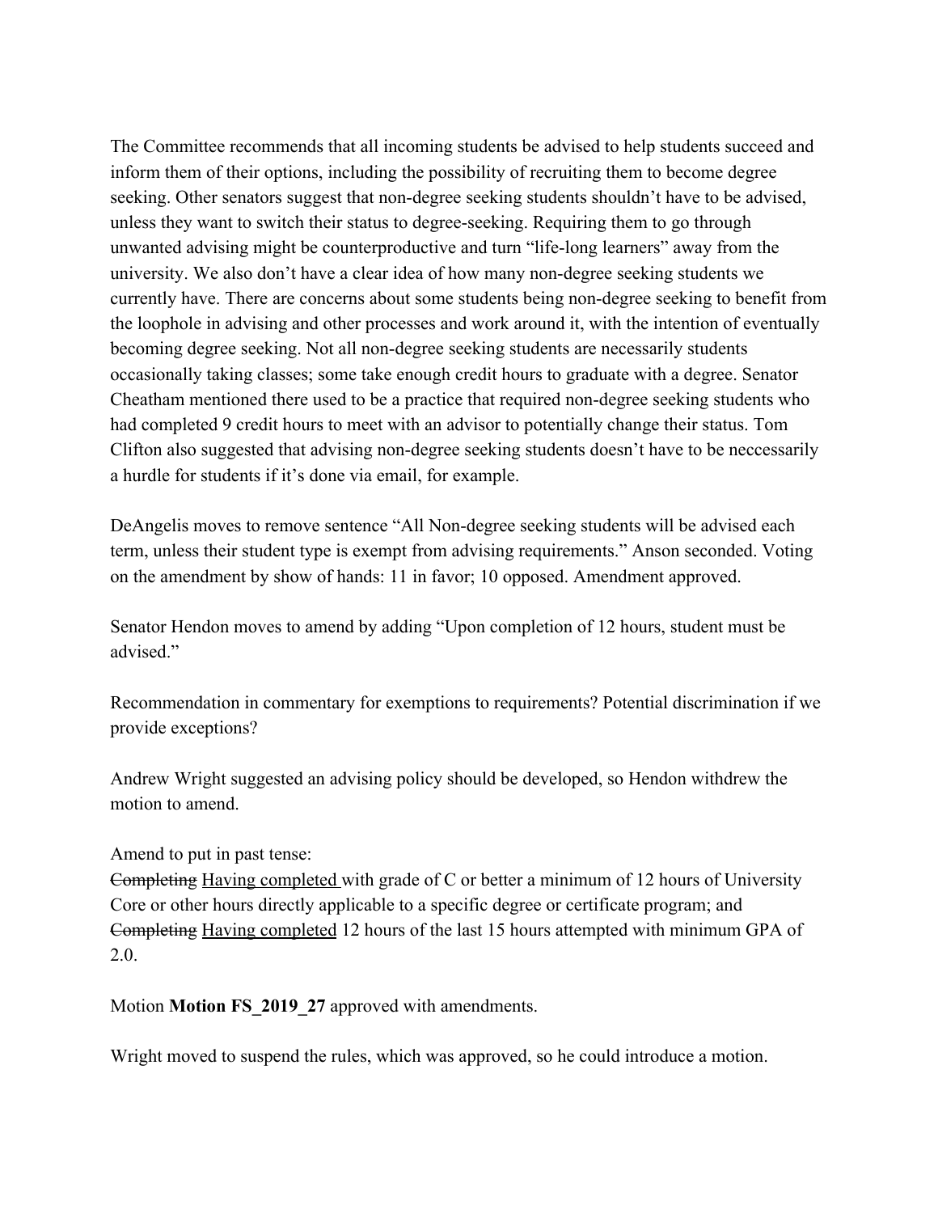The Committee recommends that all incoming students be advised to help students succeed and inform them of their options, including the possibility of recruiting them to become degree seeking. Other senators suggest that non-degree seeking students shouldn't have to be advised, unless they want to switch their status to degree-seeking. Requiring them to go through unwanted advising might be counterproductive and turn "life-long learners" away from the university. We also don't have a clear idea of how many non-degree seeking students we currently have. There are concerns about some students being non-degree seeking to benefit from the loophole in advising and other processes and work around it, with the intention of eventually becoming degree seeking. Not all non-degree seeking students are necessarily students occasionally taking classes; some take enough credit hours to graduate with a degree. Senator Cheatham mentioned there used to be a practice that required non-degree seeking students who had completed 9 credit hours to meet with an advisor to potentially change their status. Tom Clifton also suggested that advising non-degree seeking students doesn't have to be neccessarily a hurdle for students if it's done via email, for example.

DeAngelis moves to remove sentence "All Non-degree seeking students will be advised each term, unless their student type is exempt from advising requirements." Anson seconded. Voting on the amendment by show of hands: 11 in favor; 10 opposed. Amendment approved.

Senator Hendon moves to amend by adding "Upon completion of 12 hours, student must be advised."

Recommendation in commentary for exemptions to requirements? Potential discrimination if we provide exceptions?

Andrew Wright suggested an advising policy should be developed, so Hendon withdrew the motion to amend.

Amend to put in past tense:
~~Completing~~ <u>Having completed</u> with grade of C or better a minimum of 12 hours of University Core or other hours directly applicable to a specific degree or certificate program; and ~~Completing~~ <u>Having completed</u> 12 hours of the last 15 hours attempted with minimum GPA of 2.0.

Motion **Motion FS_2019_27** approved with amendments.

Wright moved to suspend the rules, which was approved, so he could introduce a motion.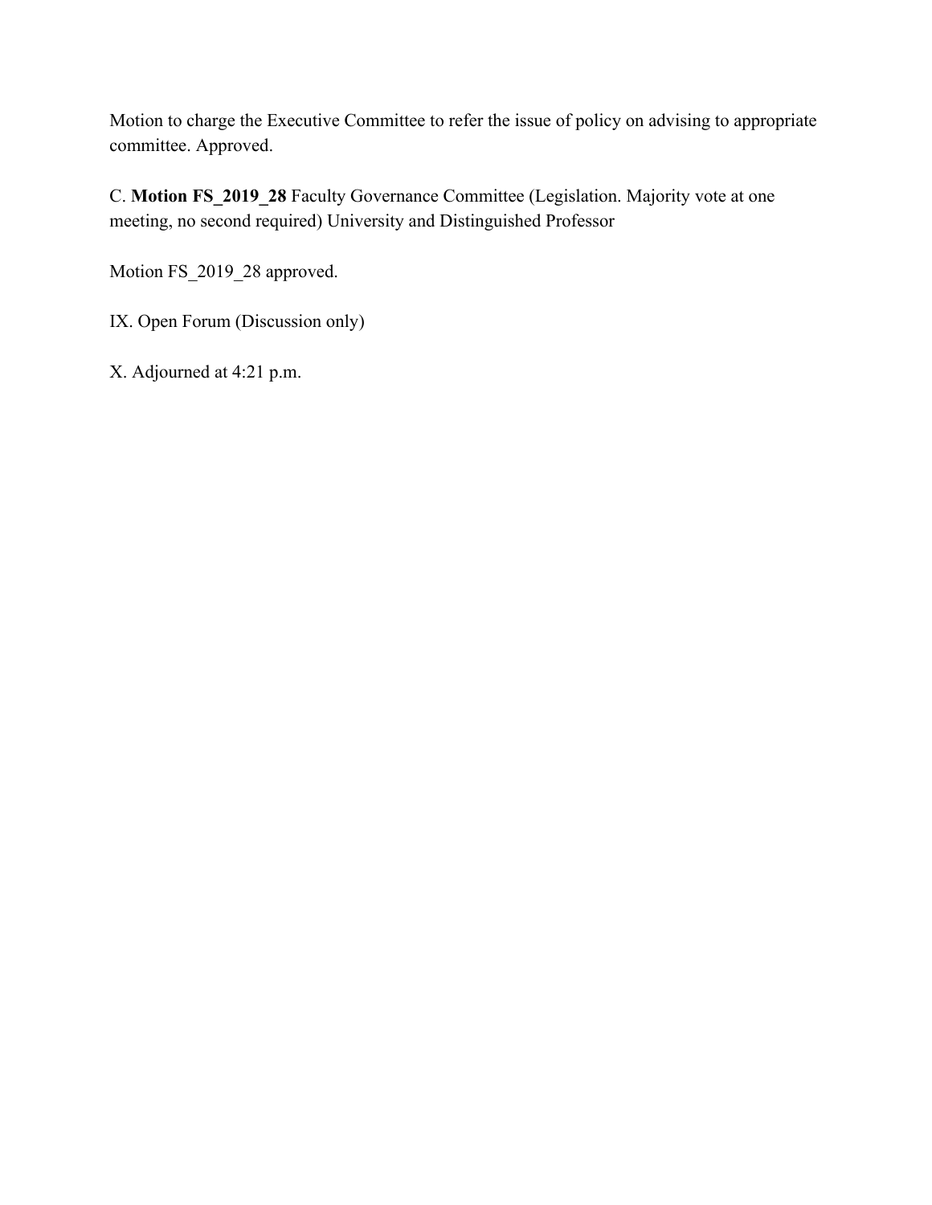Motion to charge the Executive Committee to refer the issue of policy on advising to appropriate committee. Approved.

C. **Motion FS_2019_28** Faculty Governance Committee (Legislation. Majority vote at one meeting, no second required) University and Distinguished Professor

Motion FS_2019_28 approved.

IX. Open Forum (Discussion only)

X. Adjourned at 4:21 p.m.